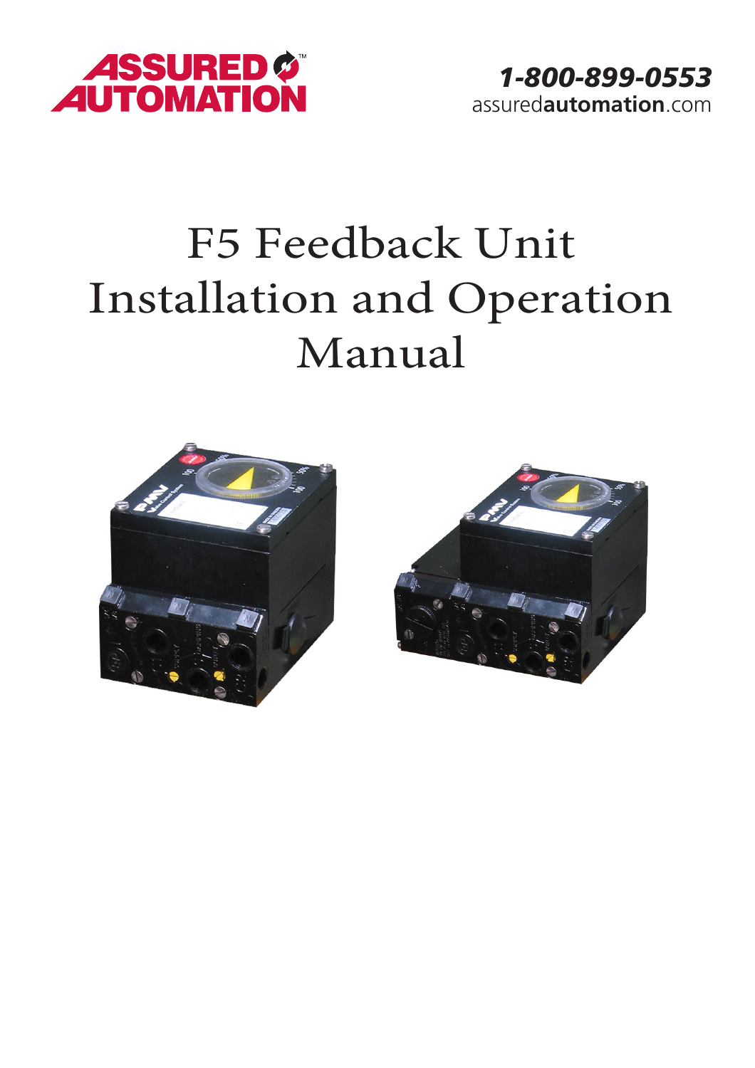ASSURED AUTOMATION

*1-800-899-0553*
assured**automation**.com

# F5 Feedback Unit Installation and Operation Manual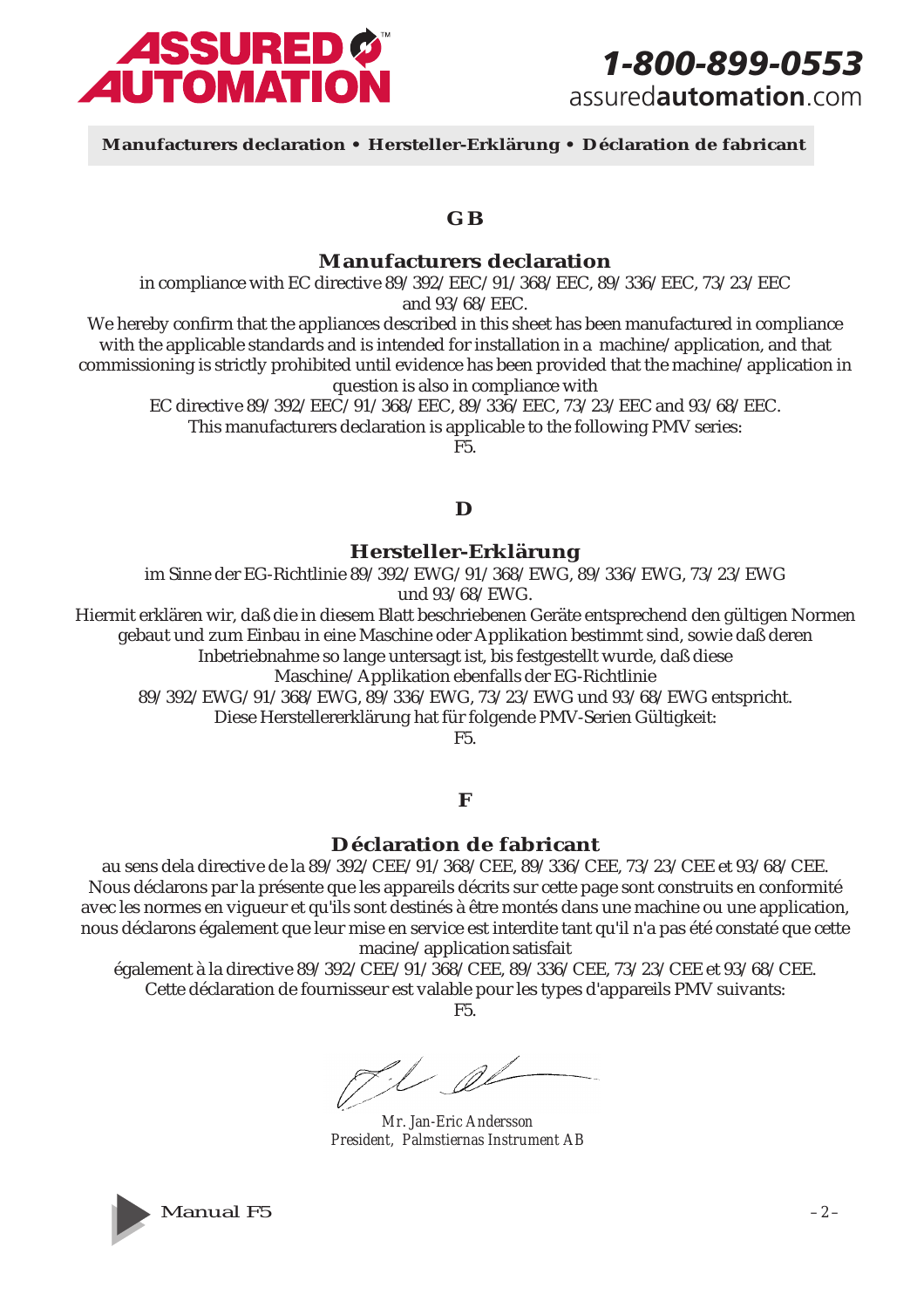**Manufacturers declaration • Hersteller-Erklärung • Déclaration de fabricant**

## GB

### Manufacturers declaration

in compliance with EC directive 89/392/EEC/91/368/EEC, 89/336/EEC, 73/23/EEC and 93/68/EEC.
We hereby confirm that the appliances described in this sheet has been manufactured in compliance with the applicable standards and is intended for installation in a machine/application, and that commissioning is strictly prohibited until evidence has been provided that the machine/application in question is also in compliance with
EC directive 89/392/EEC/91/368/EEC, 89/336/EEC, 73/23/EEC and 93/68/EEC.
This manufacturers declaration is applicable to the following PMV series:
F5.

## D

### Hersteller-Erklärung

im Sinne der EG-Richtlinie 89/392/EWG/91/368/EWG, 89/336/EWG, 73/23/EWG und 93/68/EWG.
Hiermit erklären wir, daß die in diesem Blatt beschriebenen Geräte entsprechend den gültigen Normen gebaut und zum Einbau in eine Maschine oder Applikation bestimmt sind, sowie daß deren Inbetriebnahme so lange untersagt ist, bis festgestellt wurde, daß diese Maschine/Applikation ebenfalls der EG-Richtlinie
89/392/EWG/91/368/EWG, 89/336/EWG, 73/23/EWG und 93/68/EWG entspricht.
Diese Herstellererklärung hat für folgende PMV-Serien Gültigkeit:
F5.

## F

### Déclaration de fabricant

au sens dela directive de la 89/392/CEE/91/368/CEE, 89/336/CEE, 73/23/CEE et 93/68/CEE.
Nous déclarons par la présente que les appareils décrits sur cette page sont construits en conformité avec les normes en vigueur et qu'ils sont destinés à être montés dans une machine ou une application, nous déclarons également que leur mise en service est interdite tant qu'il n'a pas été constaté que cette macine/application satisfait
également à la directive 89/392/CEE/91/368/CEE, 89/336/CEE, 73/23/CEE et 93/68/CEE.
Cette déclaration de fournisseur est valable pour les types d'appareils PMV suivants:
F5.

*Mr. Jan-Eric Andersson*
*President, Palmstiernas Instrument AB*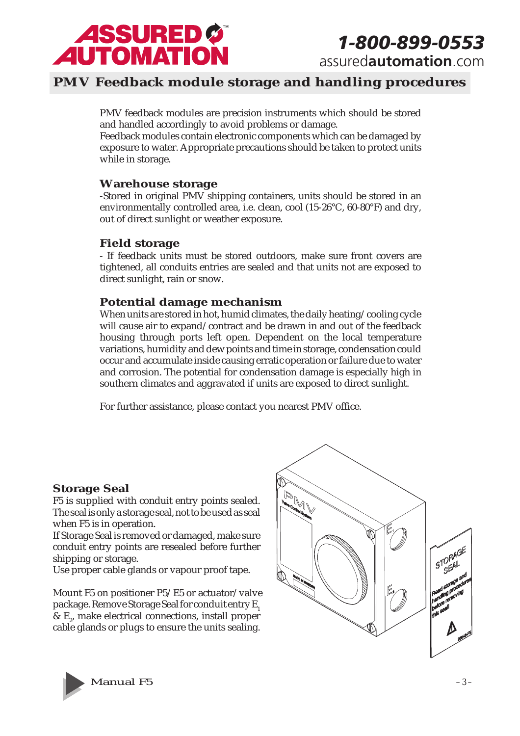# PMV Feedback module storage and handling procedures

PMV feedback modules are precision instruments which should be stored and handled accordingly to avoid problems or damage.
Feedback modules contain electronic components which can be damaged by exposure to water. Appropriate precautions should be taken to protect units while in storage.

## Warehouse storage

-Stored in original PMV shipping containers, units should be stored in an environmentally controlled area, i.e. clean, cool (15-26°C, 60-80°F) and dry, out of direct sunlight or weather exposure.

## Field storage

- If feedback units must be stored outdoors, make sure front covers are tightened, all conduits entries are sealed and that units not are exposed to direct sunlight, rain or snow.

## Potential damage mechanism

When units are stored in hot, humid climates, the daily heating/cooling cycle will cause air to expand/contract and be drawn in and out of the feedback housing through ports left open. Dependent on the local temperature variations, humidity and dew points and time in storage, condensation could occur and accumulate inside causing erratic operation or failure due to water and corrosion. The potential for condensation damage is especially high in southern climates and aggravated if units are exposed to direct sunlight.

For further assistance, please contact you nearest PMV office.

## Storage Seal

F5 is supplied with conduit entry points sealed.
The seal is only a storage seal, not to be used as seal when F5 is in operation.
If Storage Seal is removed or damaged, make sure conduit entry points are resealed before further shipping or storage.
Use proper cable glands or vapour proof tape.

Mount F5 on positioner P5/E5 or actuator/valve package. Remove Storage Seal for conduit entry $E_1$ & $E_2$, make electrical connections, install proper cable glands or plugs to ensure the units sealing.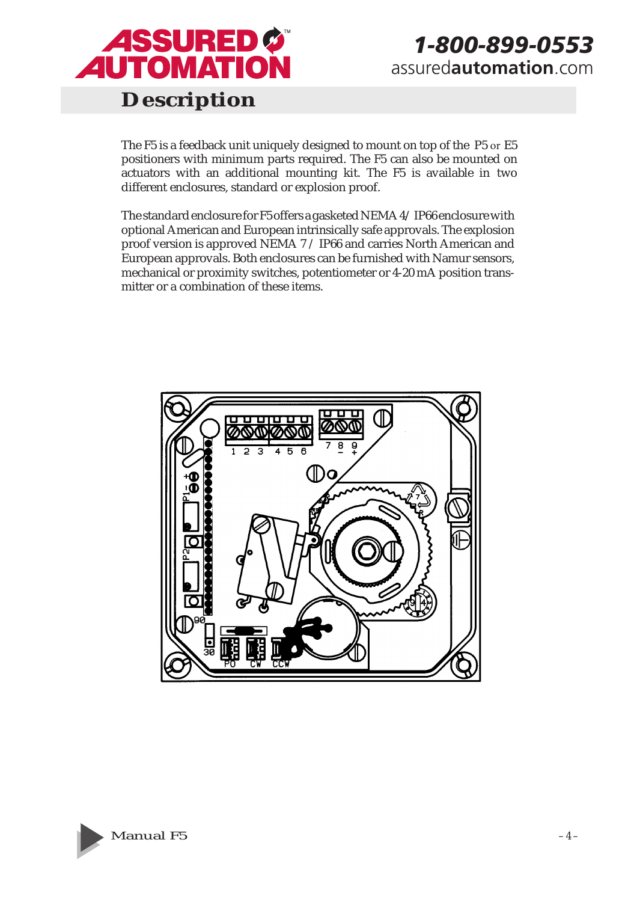# Description

The F5 is a feedback unit uniquely designed to mount on top of the P5 or E5 positioners with minimum parts required. The F5 can also be mounted on actuators with an additional mounting kit. The F5 is available in two different enclosures, standard or explosion proof.

The standard enclosure for F5 offers a gasketed NEMA 4/ IP66 enclosure with optional American and European intrinsically safe approvals. The explosion proof version is approved NEMA 7 / IP66 and carries North American and European approvals. Both enclosures can be furnished with Namur sensors, mechanical or proximity switches, potentiometer or 4-20 mA position transmitter or a combination of these items.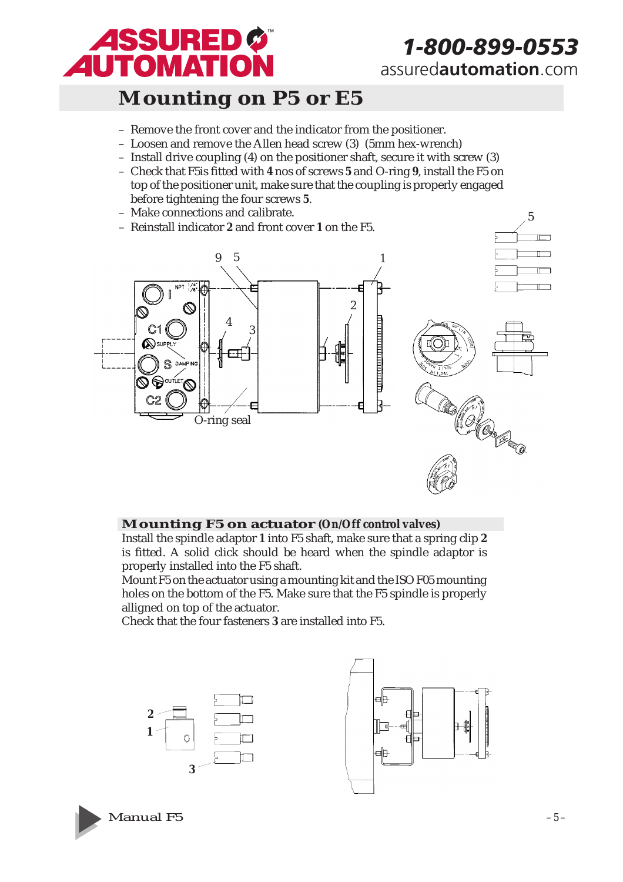# Mounting on P5 or E5

- Remove the front cover and the indicator from the positioner.
- Loosen and remove the Allen head screw (3) (5mm hex-wrench)
- Install drive coupling (4) on the positioner shaft, secure it with screw (3)
- Check that F5is fitted with **4** nos of screws **5** and O-ring **9**, install the F5 on top of the positioner unit, make sure that the coupling is properly engaged before tightening the four screws **5**.
- Make connections and calibrate.
- Reinstall indicator **2** and front cover **1** on the F5.

## Mounting F5 on actuator (On/Off control valves)

Install the spindle adaptor **1** into F5 shaft, make sure that a spring clip **2** is fitted. A solid click should be heard when the spindle adaptor is properly installed into the F5 shaft.

Mount F5 on the actuator using a mounting kit and the ISO F05 mounting holes on the bottom of the F5. Make sure that the F5 spindle is properly alligned on top of the actuator.

Check that the four fasteners **3** are installed into F5.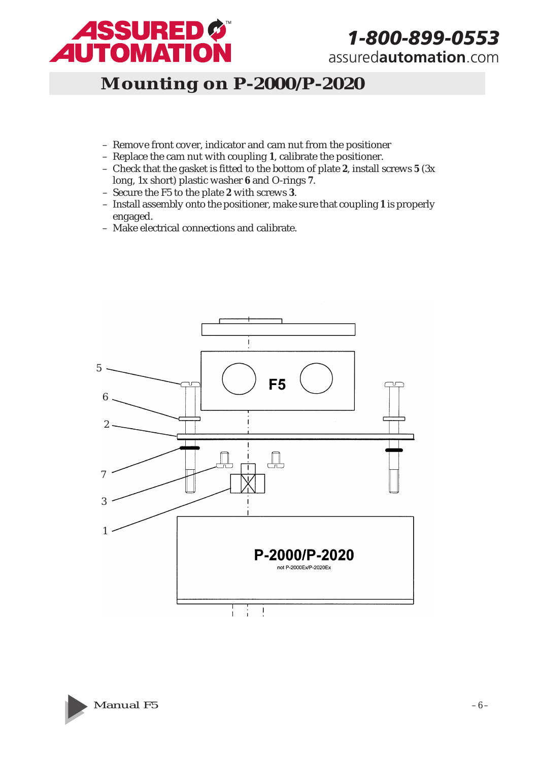# Mounting on P-2000/P-2020

- Remove front cover, indicator and cam nut from the positioner
- Replace the cam nut with coupling **1**, calibrate the positioner.
- Check that the gasket is fitted to the bottom of plate **2**, install screws **5** (3x long, 1x short) plastic washer **6** and O-rings **7**.
- Secure the F5 to the plate **2** with screws **3**.
- Install assembly onto the positioner, make sure that coupling **1** is properly engaged.
- Make electrical connections and calibrate.

5

6

2

7

3

1

F5

P-2000/P-2020

not P-2000Ex/P-2020Ex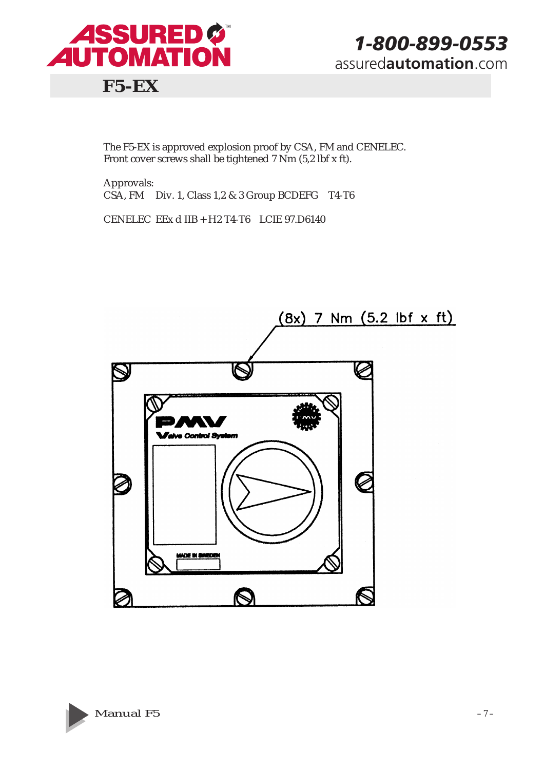# F5-EX

The F5-EX is approved explosion proof by CSA, FM and CENELEC.
Front cover screws shall be tightened 7 Nm (5,2 lbf x ft).

Approvals:
CSA, FM  Div. 1, Class 1,2 & 3 Group BCDEFG  T4-T6

CENELEC EEx d IIB + H2 T4-T6  LCIE 97.D6140

(8x) 7 Nm (5.2 lbf x ft)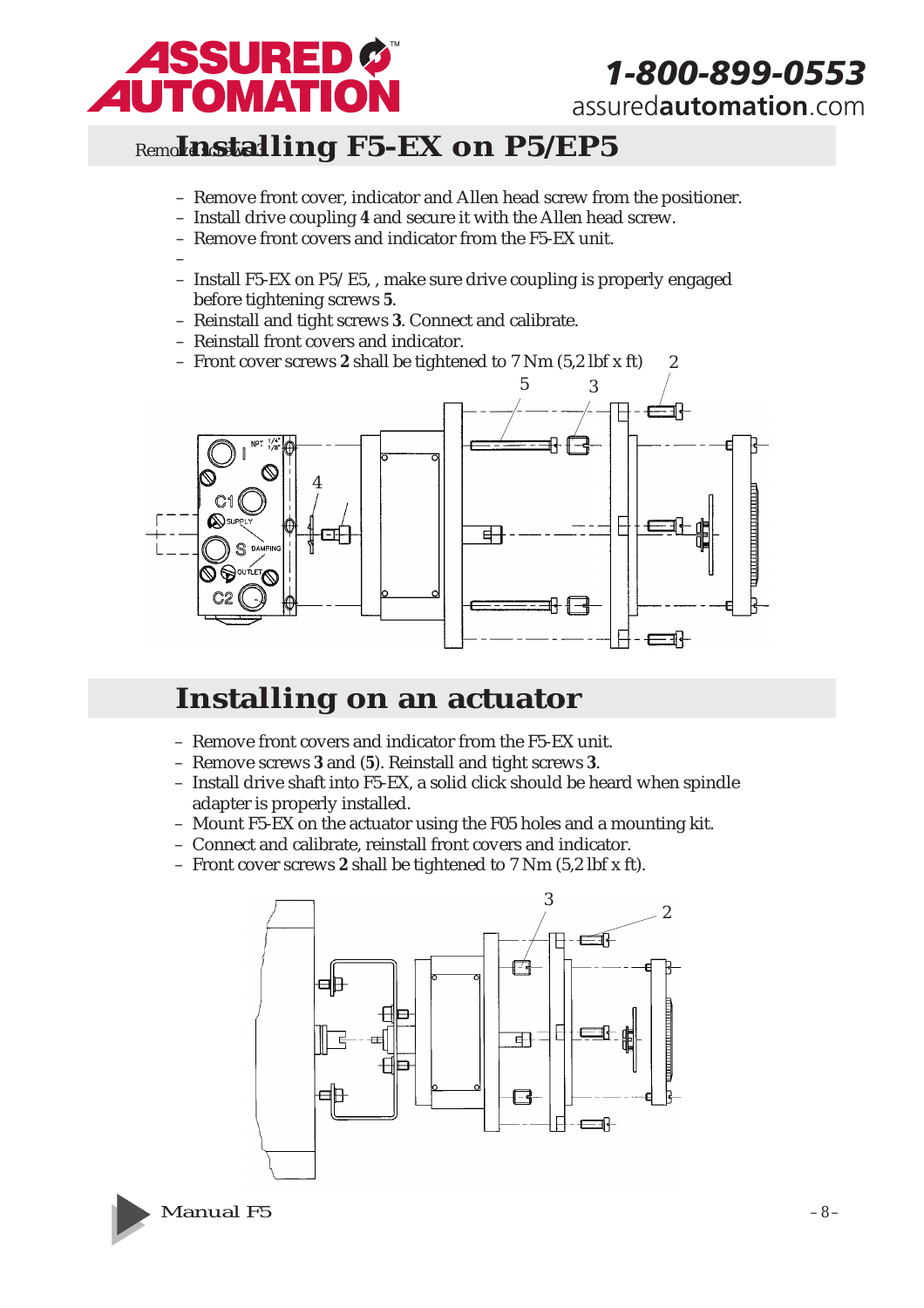Remove screws 3

## Installing F5-EX on P5/EP5

- Remove front cover, indicator and Allen head screw from the positioner.
- Install drive coupling **4** and secure it with the Allen head screw.
- Remove front covers and indicator from the F5-EX unit.
- 
- Install F5-EX on P5/ E5, , make sure drive coupling is properly engaged before tightening screws **5**.
- Reinstall and tight screws **3**. Connect and calibrate.
- Reinstall front covers and indicator.
- Front cover screws **2** shall be tightened to 7 Nm (5,2 lbf x ft)

## Installing on an actuator

- Remove front covers and indicator from the F5-EX unit.
- Remove screws **3** and (**5**). Reinstall and tight screws **3**.
- Install drive shaft into F5-EX, a solid click should be heard when spindle adapter is properly installed.
- Mount F5-EX on the actuator using the F05 holes and a mounting kit.
- Connect and calibrate, reinstall front covers and indicator.
- Front cover screws **2** shall be tightened to 7 Nm (5,2 lbf x ft).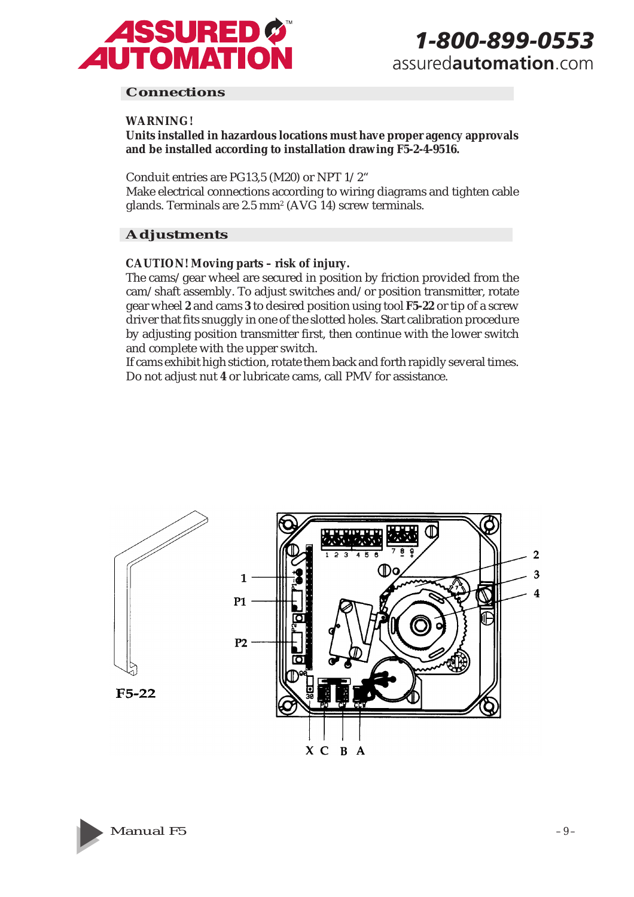## Connections

**WARNING!**
**Units installed in hazardous locations must have proper agency approvals and be installed according to installation drawing F5-2-4-9516.**

Conduit entries are PG13,5 (M20) or NPT 1/2"
Make electrical connections according to wiring diagrams and tighten cable glands. Terminals are 2.5 mm² (AVG 14) screw terminals.

## Adjustments

**CAUTION! Moving parts – risk of injury.**
The cams/gear wheel are secured in position by friction provided from the cam/shaft assembly. To adjust switches and/or position transmitter, rotate gear wheel **2** and cams **3** to desired position using tool **F5-22** or tip of a screw driver that fits snuggly in one of the slotted holes. Start calibration procedure by adjusting position transmitter first, then continue with the lower switch and complete with the upper switch.
If cams exhibit high stiction, rotate them back and forth rapidly several times. Do not adjust nut **4** or lubricate cams, call PMV for assistance.

F5-22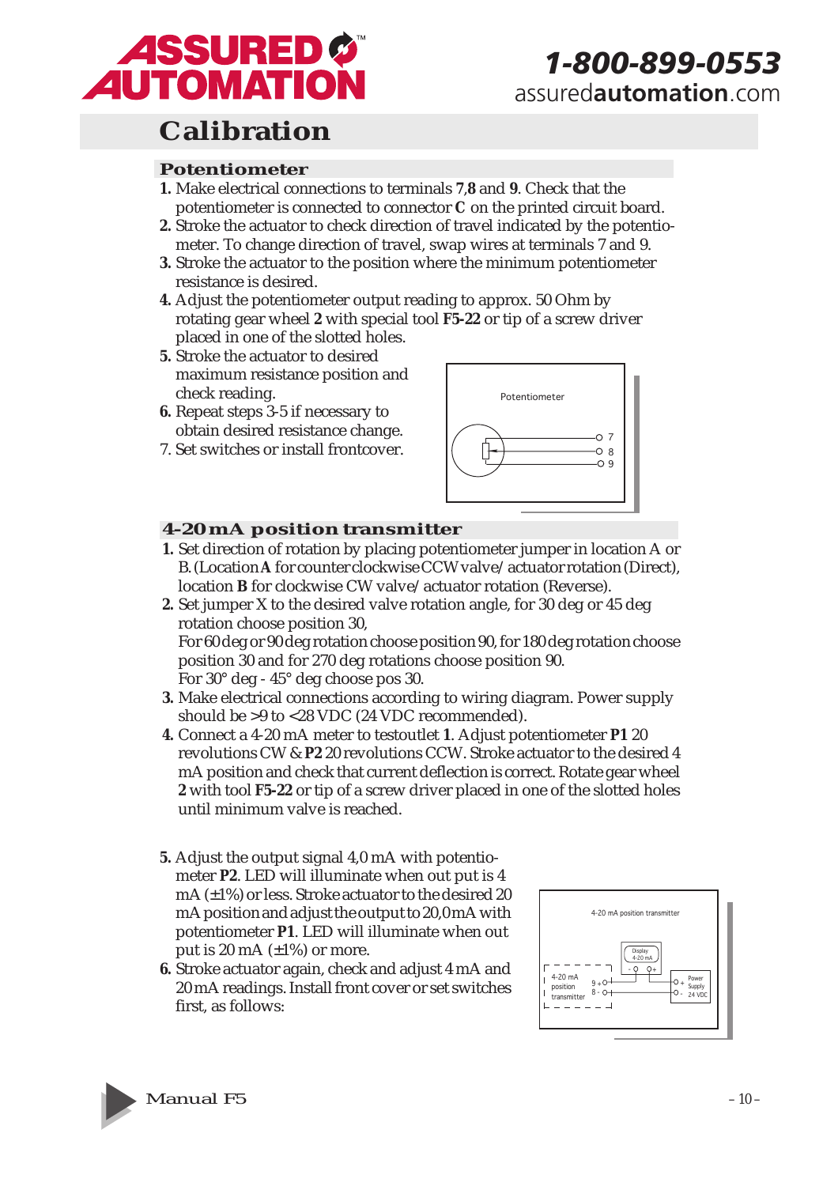# Calibration

## Potentiometer

1. Make electrical connections to terminals **7**,**8** and **9**. Check that the potentiometer is connected to connector **C** on the printed circuit board.
2. Stroke the actuator to check direction of travel indicated by the potentiometer. To change direction of travel, swap wires at terminals 7 and 9.
3. Stroke the actuator to the position where the minimum potentiometer resistance is desired.
4. Adjust the potentiometer output reading to approx. 50 Ohm by rotating gear wheel **2** with special tool **F5-22** or tip of a screw driver placed in one of the slotted holes.
5. Stroke the actuator to desired maximum resistance position and check reading.
6. Repeat steps 3-5 if necessary to obtain desired resistance change.
7. Set switches or install frontcover.

Potentiometer

7
8
9

## 4-20 mA position transmitter

1. Set direction of rotation by placing potentiometer jumper in location A or B. (Location **A** for counter clockwise CCW valve/actuator rotation (Direct), location **B** for clockwise CW valve/actuator rotation (Reverse).
2. Set jumper X to the desired valve rotation angle, for 30 deg or 45 deg rotation choose position 30,
   For 60 deg or 90 deg rotation choose position 90, for 180 deg rotation choose position 30 and for 270 deg rotations choose position 90.
   For 30° deg - 45° deg choose pos 30.
3. Make electrical connections according to wiring diagram. Power supply should be >9 to <28 VDC (24 VDC recommended).
4. Connect a 4-20 mA meter to testoutlet **1**. Adjust potentiometer **P1** 20 revolutions CW & **P2** 20 revolutions CCW. Stroke actuator to the desired 4 mA position and check that current deflection is correct. Rotate gear wheel **2** with tool **F5-22** or tip of a screw driver placed in one of the slotted holes until minimum valve is reached.
5. Adjust the output signal 4,0 mA with potentiometer **P2**. LED will illuminate when out put is 4 mA (±1%) or less. Stroke actuator to the desired 20 mA position and adjust the output to 20,0 mA with potentiometer **P1**. LED will illuminate when out put is 20 mA (±1%) or more.
6. Stroke actuator again, check and adjust 4 mA and 20 mA readings. Install front cover or set switches first, as follows:

4-20 mA position transmitter

Display 4-20 mA

4-20 mA position transmitter — 9 +, 8 -

Power Supply 24 VDC

Manual F5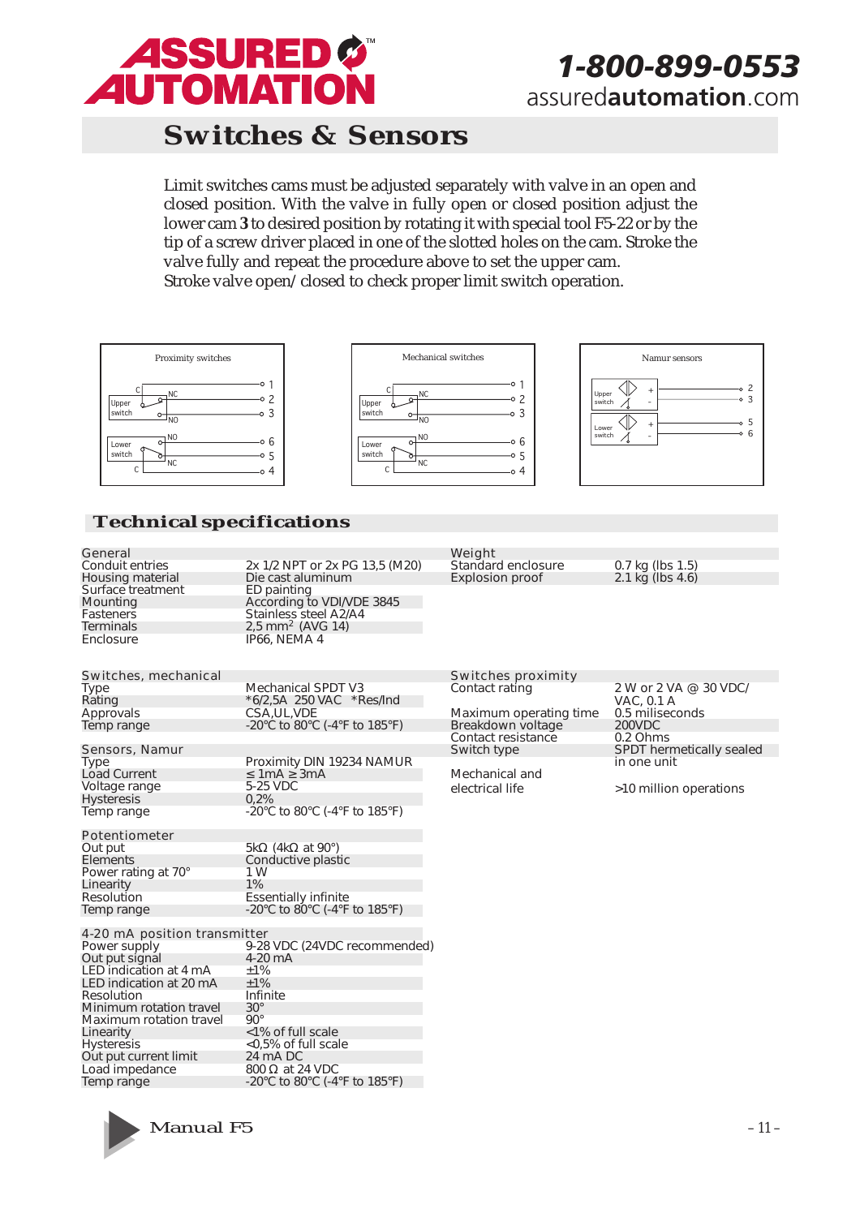# Switches & Sensors

Limit switches cams must be adjusted separately with valve in an open and closed position. With the valve in fully open or closed position adjust the lower cam **3** to desired position by rotating it with special tool F5-22 or by the tip of a screw driver placed in one of the slotted holes on the cam. Stroke the valve fully and repeat the procedure above to set the upper cam. Stroke valve open/ closed to check proper limit switch operation.

Proximity switches

Mechanical switches

Namur sensors

## Technical specifications

| General | |
|---|---|
| Conduit entries | 2x 1/2 NPT or 2x PG 13,5 (M20) |
| Housing material | Die cast aluminum |
| Surface treatment | ED painting |
| Mounting | According to VDI/VDE 3845 |
| Fasteners | Stainless steel A2/A4 |
| Terminals | 2,5 mm$^2$ (AVG 14) |
| Enclosure | IP66, NEMA 4 |

| Weight | |
|---|---|
| Standard enclosure | 0.7 kg (lbs 1.5) |
| Explosion proof | 2.1 kg (lbs 4.6) |

| Switches, mechanical | |
|---|---|
| Type | Mechanical SPDT V3 |
| Rating | *6/2,5A 250 VAC *Res/Ind |
| Approvals | CSA,UL,VDE |
| Temp range | -20°C to 80°C (-4°F to 185°F) |

| Switches proximity | |
|---|---|
| Contact rating | 2 W or 2 VA @ 30 VDC/ VAC, 0.1 A |
| Maximum operating time | 0.5 miliseconds |
| Breakdown voltage | 200VDC |
| Contact resistance | 0.2 Ohms |
| Switch type | SPDT hermetically sealed in one unit |
| Mechanical and electrical life | >10 million operations |

| Sensors, Namur | |
|---|---|
| Type | Proximity DIN 19234 NAMUR |
| Load Current | ≤ 1mA ≥ 3mA |
| Voltage range | 5-25 VDC |
| Hysteresis | 0,2% |
| Temp range | -20°C to 80°C (-4°F to 185°F) |

| Potentiometer | |
|---|---|
| Out put | 5kΩ (4kΩ at 90°) |
| Elements | Conductive plastic |
| Power rating at 70° | 1 W |
| Linearity | 1% |
| Resolution | Essentially infinite |
| Temp range | -20°C to 80°C (-4°F to 185°F) |

| 4-20 mA position transmitter | |
|---|---|
| Power supply | 9-28 VDC (24VDC recommended) |
| Out put signal | 4-20 mA |
| LED indication at 4 mA | ±1% |
| LED indication at 20 mA | ±1% |
| Resolution | Infinite |
| Minimum rotation travel | 30° |
| Maximum rotation travel | 90° |
| Linearity | <1% of full scale |
| Hysteresis | <0,5% of full scale |
| Out put current limit | 24 mA DC |
| Load impedance | 800 Ω at 24 VDC |
| Temp range | -20°C to 80°C (-4°F to 185°F) |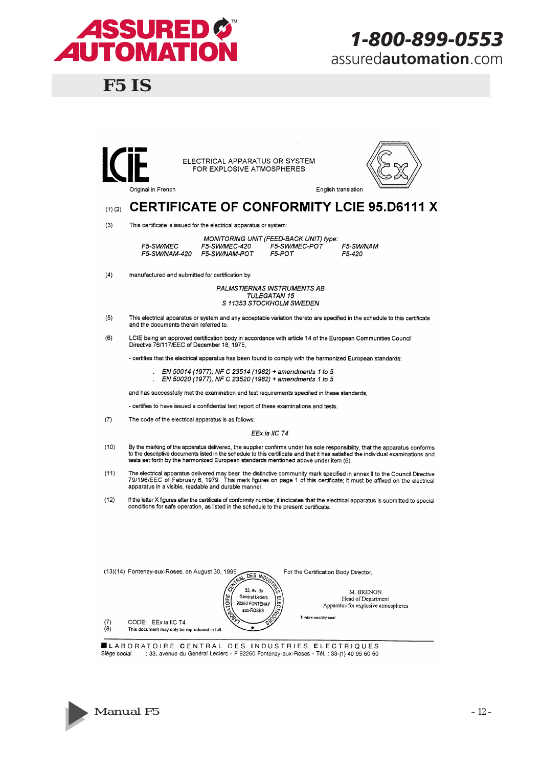# F5 IS

LCIE

ELECTRICAL APPARATUS OR SYSTEM
FOR EXPLOSIVE ATMOSPHERES

Original in French — English translation

(1) (2) **CERTIFICATE OF CONFORMITY LCIE 95.D6111 X**

(3) This certificate is issued for the electrical apparatus or system:

*MONITORING UNIT (FEED-BACK UNIT) type:*

| | | | |
|---|---|---|---|
| *F5-SW/MEC* | *F5-SW/MEC-420* | *F5-SW/MEC-POT* | *F5-SW/NAM* |
| *F5-SW/NAM-420* | *F5-SW/NAM-POT* | *F5-POT* | *F5-420* |

(4) manufactured and submitted for certification by:

*PALMSTIERNAS INSTRUMENTS AB*
*TULEGATAN 15*
*S 11353 STOCKHOLM SWEDEN*

(5) This electrical apparatus or system and any acceptable variation thereto are specified in the schedule to this certificate and the documents therein referred to.

(6) LCIE being an approved certification body in accordance with article 14 of the European Communities Council Directive 76/117/EEC of December 18, 1975,

- certifies that the electrical apparatus has been found to comply with the harmonized European standards:

  . *EN 50014 (1977), NF C 23514 (1982) + amendments 1 to 5*
  . *EN 50020 (1977), NF C 23520 (1982) + amendments 1 to 5*

and has successfully met the examination and test requirements specified in these standards,

- certifies to have issued a confidential test report of these examinations and tests.

(7) The code of the electrical apparatus is as follows:

*EEx ia IIC T4*

(10) By the marking of the apparatus delivered, the supplier confirms under his sole responsibility, that the apparatus conforms to the descriptive documents listed in the schedule to this certificate and that it has satisfied the individual examinations and tests set forth by the harmonized European standards mentioned above under item (6).

(11) The electrical apparatus delivered may bear the distinctive community mark specified in annex II to the Council Directive 79/196/EEC of February 6, 1979. This mark figures on page 1 of this certificate; it must be affixed on the electrical apparatus in a visible, readable and durable manner.

(12) If the letter X figures after the certificate of conformity number, it indicates that the electrical apparatus is submitted to special conditions for safe operation, as listed in the schedule to the present certificate.

(13)(14) Fontenay-aux-Roses, on August 30, 1995

For the Certification Body Director,

M. BRENON
Head of Department
Apparatus for explosive atmospheres

LABORATOIRE CENTRAL DES INDUSTRIES ELECTRIQUES — 33, Av. du Général Leclerc — 92260 FONTENAY aux-ROSES

Timbre sec/dry seal

(7) CODE: EEx ia IIC T4
(8) This document may only be reproduced in full.

**LABORATOIRE CENTRAL DES INDUSTRIES ELECTRIQUES**
Siège social : 33, avenue du Général Leclerc - F 92260 Fontenay-aux-Roses - Tél. : 33-(1) 40 95 60 60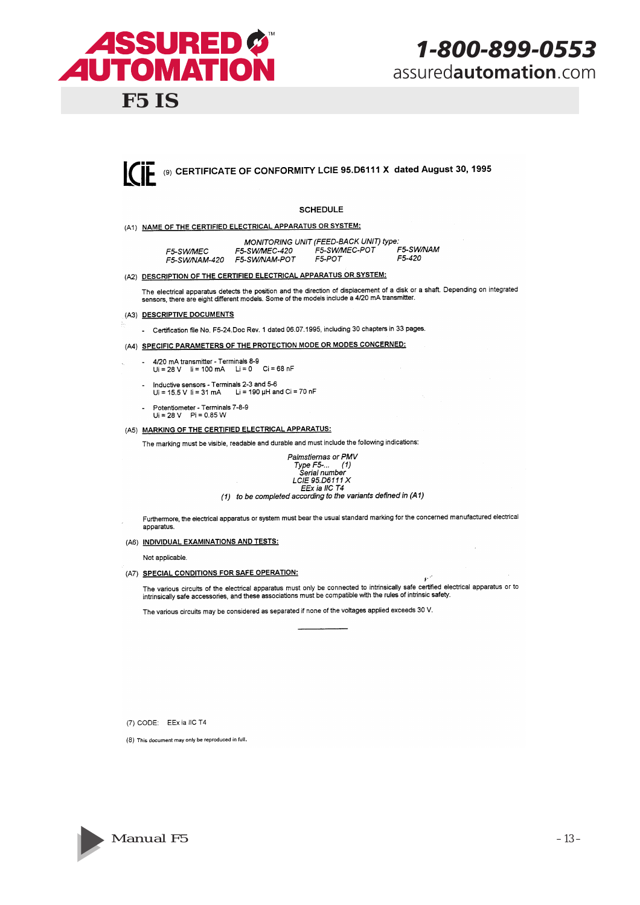# F5 IS

LCIE (9) **CERTIFICATE OF CONFORMITY LCIE 95.D6111 X dated August 30, 1995**

## SCHEDULE

(A1) **NAME OF THE CERTIFIED ELECTRICAL APPARATUS OR SYSTEM:**

*MONITORING UNIT (FEED-BACK UNIT) type:*

| | | | |
|---|---|---|---|
| *F5-SW/MEC* | *F5-SW/MEC-420* | *F5-SW/MEC-POT* | *F5-SW/NAM* |
| *F5-SW/NAM-420* | *F5-SW/NAM-POT* | *F5-POT* | *F5-420* |

(A2) **DESCRIPTION OF THE CERTIFIED ELECTRICAL APPARATUS OR SYSTEM:**

The electrical apparatus detects the position and the direction of displacement of a disk or a shaft. Depending on integrated sensors, there are eight different models. Some of the models include a 4/20 mA transmitter.

(A3) **DESCRIPTIVE DOCUMENTS**

- Certification file No. F5-24.Doc Rev. 1 dated 06.07.1995, including 30 chapters in 33 pages.

(A4) **SPECIFIC PARAMETERS OF THE PROTECTION MODE OR MODES CONCERNED:**

- 4/20 mA transmitter - Terminals 8-9
  $U_i$ = 28 V  $I_i$ = 100 mA  $L_i$ = 0  $C_i$ = 68 nF
- Inductive sensors - Terminals 2-3 and 5-6
  $U_i$ = 15.5 V  $I_i$ = 31 mA  $L_i$ = 190 µH and $C_i$ = 70 nF
- Potentiometer - Terminals 7-8-9
  $U_i$ = 28 V  $P_i$ = 0.85 W

(A5) **MARKING OF THE CERTIFIED ELECTRICAL APPARATUS:**

The marking must be visible, readable and durable and must include the following indications:

*Palmstiernas or PMV*
*Type F5-... (1)*
*Serial number*
*LCIE 95.D6111 X*
*EEx ia IIC T4*
*(1) to be completed according to the variants defined in (A1)*

Furthermore, the electrical apparatus or system must bear the usual standard marking for the concerned manufactured electrical apparatus.

(A6) **INDIVIDUAL EXAMINATIONS AND TESTS:**

Not applicable.

(A7) **SPECIAL CONDITIONS FOR SAFE OPERATION:**

The various circuits of the electrical apparatus must only be connected to intrinsically safe certified electrical apparatus or to intrinsically safe accessories, and these associations must be compatible with the rules of intrinsic safety.

The various circuits may be considered as separated if none of the voltages applied exceeds 30 V.

---

(7) CODE: EEx ia IIC T4

(8) This document may only be reproduced in full.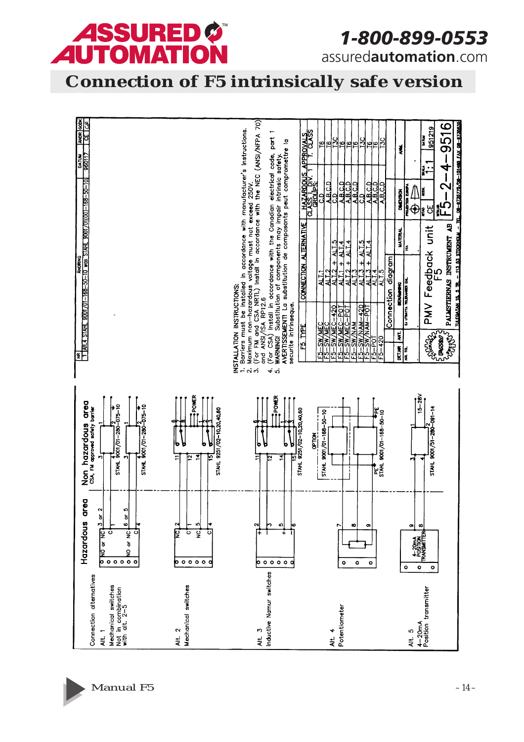# Connection of F5 intrinsically safe version

Connection alternatives

| | Hazardous area | Non hazardous area (CSA, FM approved safety barrier) |
|---|---|---|
| Alt. 1 Mechanical switches Not in combination with alt. 2–5 | NO or NC, C (3 or 2, 1); NO or NC, C (6 or 5, 4) | STAHL 9001/01–280–075–10; STAHL 9001/01–280–075–10 |
| Alt. 2 Mechanical switches | NC 2, C 1, NC 5, C 4 | STAHL 9251/02–10,20,40,60 (11, 12, 14, 15; POWER) |
| Alt. 3 Inductive Namur switches | + 2, – 3, + 5, – 6 | STAHL 9251/02–10,20,40,60 (11, 12, 14, 15; POWER) |
| Alt. 4 Potentiometer | 7, 8, 9 | OPTION STAHL 9001/01–168–50–10; STAHL 9001/01–168–50–10 (PE) |
| Alt. 5 4–20mA Position transmitter | 4–20mA POSITION TRANSMITTER 9, 8 | STAHL 9001/51–280–091–14 (15–28V) |

INSTALLATION INSTRUCTIONS:

1. Barriers must be installed in accordance with manufacturer's instructions.
2. Maximum non-hazardous voltage must not exceed 250V.
3. (For FM and CSA NRTL) Install in accordance with the NEC (ANSI/NFPA 70) and ANSI/ISA RP12.6
4. (For CSA) Install in accordance with the Canadian electrical code, part 1
5. WARNING! Substitution of components may impair intrinsic safety. AVERTISSEMENT! La substitution de composants peut compromettre la securite intrinseque.

| F5 TYPE | CONNECTION ALTERNATIVE | HAZARDOUS APPROVALS CLASS 1, DIV. 1 GROUPS: | T. CLASS |
|---|---|---|---|
| F5–SW/MEC | ALT.1 | C,D | T6 |
| F5–SW/MEC | ALT.2 | A,B,C,D | T6 |
| F5–SW/MEC–420 | ALT.2 + ALT.5 | C,D | T3C |
| F5–SW/MEC–POT | ALT.1 + ALT.4 | A,B,C,D | T6 |
| F5–SW/MEC–POT | ALT.2 + ALT.4 | A,B,C,D | T6 |
| F5–SW/NAM | ALT.3 | A,B,C,D | T6 |
| F5–SW/NAM–420 | ALT.3 + ALT.5 | C,D | T3C |
| F5–SW/NAM–POT | ALT.3 + ALT.4 | A,B,C,D | T6 |
| F5–POT | ALT.4 | A,B,C,D | T6 |
| F5–420 | ALT.5 | C,D | T3C |

| NR | ÄNDRING | DATUM | ÄNDR | GODK |
|---|---|---|---|---|
| T | Alt.4 STAHL 9001/01–168–50–10 was STAHL 9001/01(00)–168–50–10 | 960117 | CE | CE |

Connection diagram

PMV Feedback unit F5

PALMSTIERNAS INSTRUMENT AB

SKALA 1:1 — DATUM 951219

F5–2–4–9516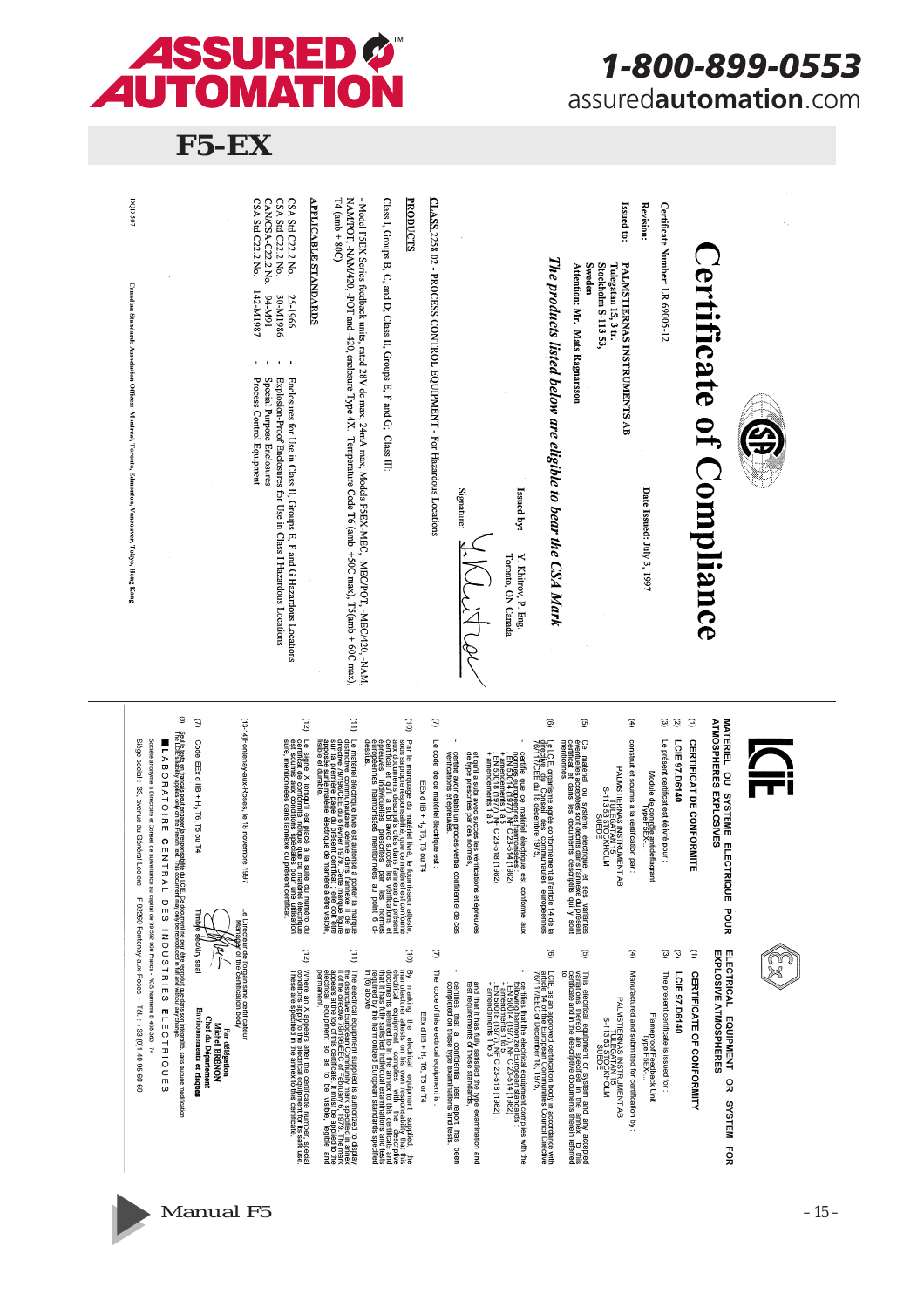# F5-EX

# Certificate of Compliance

Certificate Number: LR 69005-12

Revision:

Date Issued: July 3, 1997

Issued to: PALMSTIERNAS INSTRUMENTS AB
Tulegatan 15, 3 tr.
Stockholm S-113 53,
Sweden
Attention: Mr. Mats Ragnarsson

*The products listed below are eligible to bear the CSA Mark*

Issued by: Y. Khitrov, P. Eng.
Toronto, ON Canada

Signature:

**CLASS 2258 02 - PROCESS CONTROL EQUIPMENT - For Hazardous Locations**

**PRODUCTS**

Class I, Groups B, C, and D; Class II, Groups E, F and G; Class III:

- Model F5EX Series feedback units, rated 28V dc max; 24mA max, Models F5EX-MEC, -MEC/POT, -MEC/420, -NAM, NAM/POT, -NAM/420, -POT and -420, enclosure Type 4X. Temperature Code T6 (amb +50C max), T5(amb + 60C max), T4 (amb + 80C)

**APPLICABLE STANDARDS**

| | | |
|---|---|---|
| CSA Std C22.2 No. 25-1966 | - | Enclosures for Use in Class II, Groups E, F and G Hazardous Locations |
| CSA Std C22.2 No. 30-M1986 | - | Explosion-Proof Enclosures for Use in Class I Hazardous Locations |
| CAN/CSA-C22.2 No. 94-M91 | - | Special Purpose Enclosures |
| CSA Std C22.2 No. 142-M1987 | - | Process Control Equipment |

DQD 507 — Canadian Standards Association Offices: Montreal, Toronto, Edmonton, Vancouver, Tokyo, Hong Kong

---

# LCIE

**MATERIEL OU SYSTEME ELECTRIQUE POUR ATMOSPHERES EXPLOSIVES**

(1) **CERTIFICAT DE CONFORMITE**

(2) **LCIE 97.D6140**

(3) Le présent certificat est délivré pour :

Module de contrôle antidéflagrant
Type F5EX...

(4) construit et soumis à la certification par :

PALMSTIERNAS INSTRUMENT AB
TULEGATAN 15
S-113 53 STOCKHOLM
SUEDE

(5) Ce matériel ou système électrique et ses variantes éventuelles acceptées sont décrits dans l'annexe du présent certificat et dans les documents descriptifs qui y sont mentionnés.

(6) Le LCIE organisme agréé conformément à l'article 14 de la directive du Conseil des communautés européennes 76/117/CEE du 18 décembre 1975,

- certifie que ce matériel électrique est conforme aux normes européennes harmonisées :
EN 50014 (1977) NF C 23-514 (1982)
+ amendements 1 à 5
EN 50018 (1977) NF C 23-518 (1982)
+ amendements 1 à 3

et qu'il a subi avec succès les vérifications et épreuves de type prescrites par ces normes,

- certifie avoir établi un procès-verbal confidentiel de ces vérifications et épreuves.

(7) Le code de ce matériel électrique est :

EEx d IIB + $H_2$ T6, T5 ou T4

(10) Par le marquage du matériel livré, le fournisseur atteste, sous sa propre responsabilité, que ce matériel est conforme aux documents descriptifs cités dans l'annexe du présent certificat et qu'il a satisfait avec succès aux vérifications et épreuves individuelles prescrites par les normes européennes harmonisées mentionnées au point 6 ci-dessus.

(11) Le matériel électrique livré est autorisé à porter la marque distinctive communautaire définie dans l'annexe II de la directive du Conseil 79/196/CEE du 6 février 1979. Cette marque, reproduite sur la première page du présent certificat ; elle doit être apposée sur le matériel électrique de manière à être visible, lisible et durable.

(12) Le signe X lorsqu'il est placé à la suite du numéro du certificat de conformité indique que ce matériel électrique est soumis aux conditions spéciales pour une utilisation sûre, mentionnées dans l'annexe du présent certificat.

(13-14) Fontenay-aux-Roses, le 18 novembre 1997

Le Directeur de l'organisme certificateur
Manager of the certification body

Par délégation
Michel BRENON
Chef du Département
Environnements et risques

(7) Code EEx d IIB + $H_2$ T6, T5 ou T4

Timbre Sécurity seal

(8) Seul le texte en français peut engager la responsabilité du LCIE. Ce document ne peut être reproduit que dans son intégralité, sans aucune modification. The LCIE's liability applies only on the French text. This document may only be reproduced in full and without any change.

**LABORATOIRE CENTRAL DES INDUSTRIES ELECTRIQUES**

Société anonyme à Directoire et Conseil de surveillance au capital de 99 592 000 francs - RCS Nanterre B 408 363 174

Siège social : 33, avenue du Général Leclerc - F 92260 Fontenay-aux-Roses - Tél. : +33 (0)1 40 95 60 60

**ELECTRICAL EQUIPMENT OR SYSTEM FOR EXPLOSIVE ATMOSPHERES**

(1) **CERTIFICATE OF CONFORMITY**

(2) **LCIE 97.D6140**

(3) The present certificate is issued for :

Flameproof Feedback Unit
Type F5EX...

(4) Manufactured and submitted for certification by :

PALMSTIERNAS INSTRUMENT AB
TULEGATAN 15
S-113 53 STOCKHOLM
SUEDE

(5) This electrical equipment or system and any accepted variations thereof are specified in the annex to this certificate and in the descriptive documents therein referred to.

(6) LCIE as an approved certification body in accordance with article 14 of the European Communities Council Directive 76/117/EEC of December 18, 1975,

- certifies that the electrical equipment complies with the following harmonized European standards :
EN 50014 (1977) NF C 23-514 (1982)
+ amendments 1 to 5
EN 50018 (1977) NF C 23-518 (1982)
+ amendments 1 to 3

and that it has fully satisfied the type examination and test requirements of these standards,

- certifies that a confidential test report has been completed on these type examinations and tests.

(7) The code of this electrical equipment is :

EEx d IIB + $H_2$ T6, T5 or T4

(10) By marking the electrical equipment supplied, the manufacturer attests on his own responsibility, that this electrical equipment complies with the descriptive documents referred to in the annex to this certificate and that it has fully satisfied individual examinations and tests required by the harmonized European standards specified in 6.

(11) The electrical equipment supplied is authorized to display the distinctive European Community mark specified in annex II to the Council Directive 79/196/EEC of February 6, 1979. This mark appears at the top of this certificate. It must be applied to the electrical equipment so as to be visible, legible and permanent.

(12) Where an X appears after the certificate number, special conditions apply to the electrical equipment for its safe use. These are specified in the annex to this certificate.

Manual F5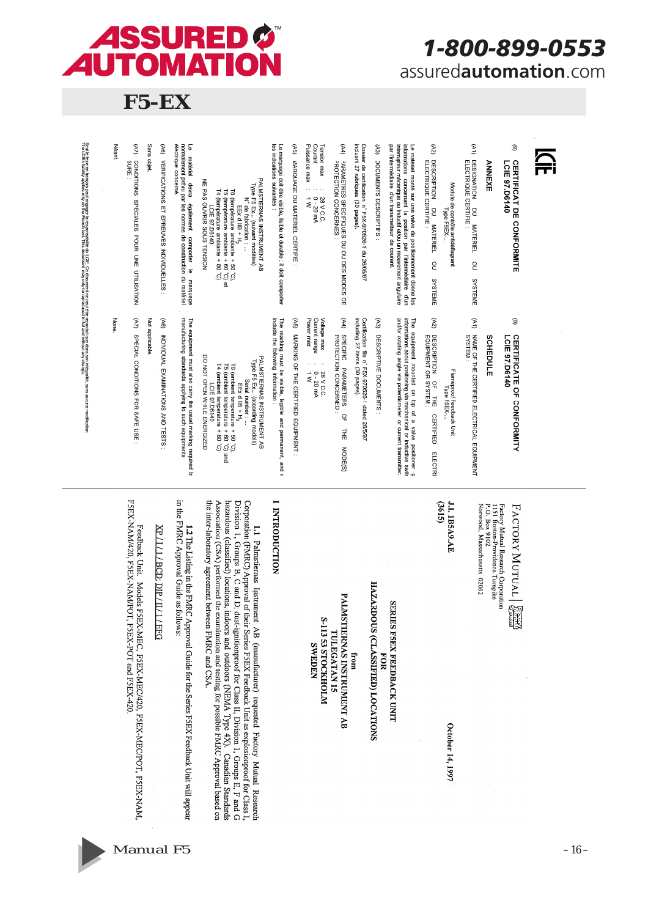# F5-EX

LCIE

## (9) CERTIFICAT DE CONFORMITE LCIE 97.D6140

### ANNEXE

(A1) DESIGNATION DU MATERIEL OU SYSTEME ELECTRIQUE CERTIFIE :

Module de contrôle antidéflagrant
Type F5EX...

(A2) DESCRIPTION DU MATERIEL OU SYSTEME ELECTRIQUE CERTIFIE :

Le matériel monté sur une valve de positionnement donne les informations concernant la position par l'intermédiaire d'un interrupteur mécanique ou inductif et/ou un mouvement angulaire par l'intermédiaire d'un transmetteur de courant.

(A3) DOCUMENTS DESCRIPTIFS :

Dossier de certification n° F5X-970526-1 du 26/05/97 incluant 27 rubriques (30 pages).

(A4) PARAMETRES SPECIFIQUES DU OU DES MODES DE PROTECTION CONCERNES :

Tension max : 28 V C.C.
Courant : 0 - 20 mA
Puissance max : 1 W

(A5) MARQUAGE DU MATERIEL CERTIFIE :

Le marquage doit être visible, lisible et durable ; il doit comporter les indications suivantes :

PALMSTIERNAS INSTRUMENT AB
Type F5 Ex... (suivant modèles)
N° de fabrication : ...
EEx d IIB + H2
T6 (température ambiante + 50 °C),
T5 (température ambiante + 60 °C) et
T4 (température ambiante + 80 °C)
LCIE 97.D6140
NE PAS OUVRIR SOUS TENSION

Le matériel devra également comporter le marquage normalement prévu par les normes de construction du matériel électrique concerné.

(A6) VERIFICATIONS ET EPREUVES INDIVIDUELLES :

Sans objet.

(A7) CONDITIONS SPECIALES POUR UNE UTILISATION SURE :

Néant.

## (9) CERTIFICATE OF CONFORMITY LCIE 97.D6140

### SCHEDULE

(A1) NAME OF THE CERTIFIED ELECTRICAL EQUIPMENT SYSTEM :

Flameproof Feedback Unit
Type F5EX...

(A2) DESCRIPTION OF THE CERTIFIED ELECTRICAL EQUIPMENT OR SYSTEM :

The equipment mounted on top of a valve positioner gives informations about positioning via mechanical or inductive switch and/or rotating angle via potentiometer or current transmitter.

(A3) DESCRIPTIVE DOCUMENTS :

Certification file n° F5X-970526-1 dated 26/5/97 including 27 items (30 pages).

(A4) SPECIFIC PARAMETERS OF THE MODE(S) PROTECTION CONCERNED :

Voltage max : 28 V D.C.
Current range : 0 - 20 mA
Power max : 1 W

(A5) MARKING OF THE CERTIFIED EQUIPMENT :

The marking must be visible, legible and permanent, and include the following information :

PALMSTIERNAS INSTRUMENT AB
Type F5 Ex... (according models)
Serial number : ...
EEx d IIB + H2
T6 (ambient temperature + 50 °C),
T5 (ambient temperature + 60 °C) and
T4 (ambient temperature + 80 °C)
LCIE 97.D6140
DO NOT OPEN WHILE ENERGIZED

The equipment must also carry the usual marking required by manufacturing standards applying to such equipments.

(A6) INDIVIDUAL EXAMINATIONS AND TESTS :

Not applicable.

(A7) SPECIAL CONDITIONS FOR SAFE USE :

None.

Seul le texte en français peut engager la responsabilité du LCIE. Ce document ne peut être reproduit que dans son intégralité, sans aucune modification.
The LCIE's liability applies only on the French text. This document may only be reproduced in full and without any change.

---

FACTORY MUTUAL
Factory Mutual Research Corporation
1151 Boston-Providence Turnpike
P.O. Box 9102
Norwood, Massachusetts 02062

**J.I. 1B5A9.AE (3615)**

**October 14, 1997**

**SERIES F5EX FEEDBACK UNIT
FOR
HAZARDOUS (CLASSIFIED) LOCATIONS**

**from
PALMSTIERNAS INSTRUMENT AB
TULEGATAN 15
S-113 53 STOCKHOLM
SWEDEN**

## I INTRODUCTION

**1.1** Palmstiernas Instrument AB (manufacturer) requested Factory Mutual Research Corporation (FMRC) Approval of their Series F5EX Feedback Unit as explosionproof for Class I, Division 1, Groups B, C and D; dust-ignitionproof for Class II, Division 1, Groups E, F and G hazardous (classified) locations, indoors and outdoors (NEMA Type 4X). Canadian Standards Association (CSA) performed the examination and testing for possible FMRC Approval based on the inter-laboratory agreement between FMRC and CSA.

**1.2** The Listing in the FMRC Approval Guide for the Series F5EX Feedback Unit will appear in the FMRC Approval Guide as follows:

XP/I/1/BCD; DIP/II/1/EFG

Feedback Unit. Models F5EX-MEC, F5EX-MEC/420, F5EX-MEC/POT, F5EX-NAM, F5EX-NAM/420, F5EX-NAM/POT, F5EX-POT and F5EX-420.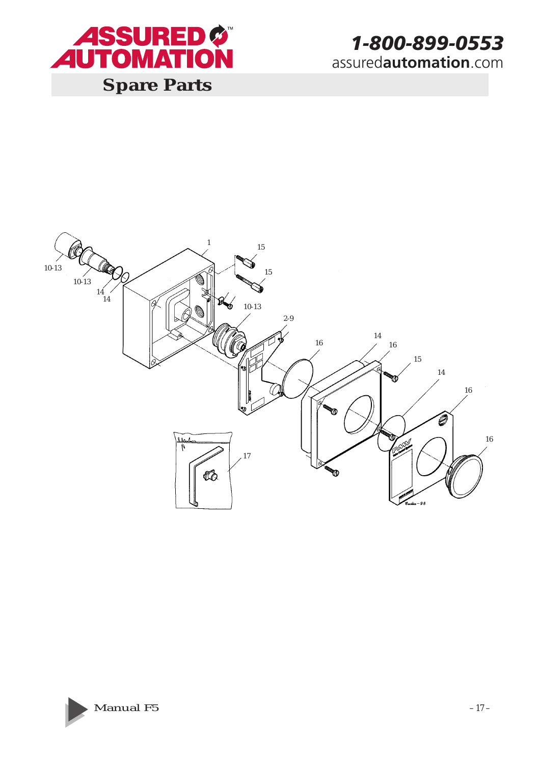# Spare Parts

1

15

15

10-13

10-13

14

14

10-13

2-9

16

14

16

15

14

16

16

17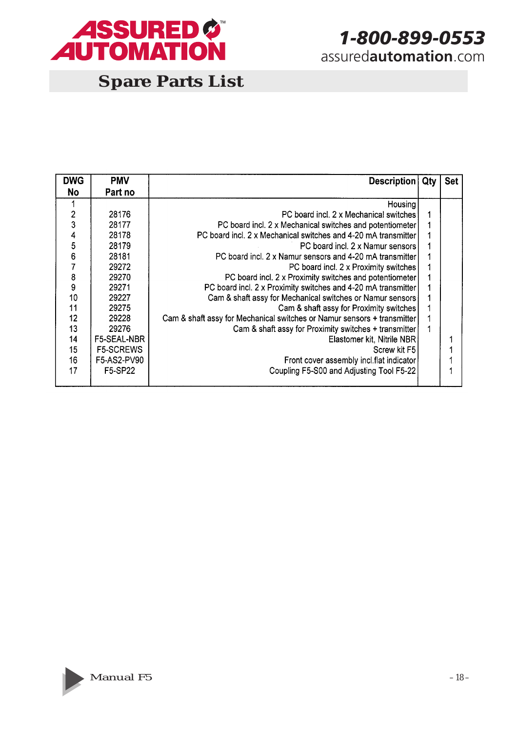## Spare Parts List

| DWG No | PMV Part no | Description | Qty | Set |
|---|---|---|---|---|
| 1 | | Housing | | |
| 2 | 28176 | PC board incl. 2 x Mechanical switches | 1 | |
| 3 | 28177 | PC board incl. 2 x Mechanical switches and potentiometer | 1 | |
| 4 | 28178 | PC board incl. 2 x Mechanical switches and 4-20 mA transmitter | 1 | |
| 5 | 28179 | PC board incl. 2 x Namur sensors | 1 | |
| 6 | 28181 | PC board incl. 2 x Namur sensors and 4-20 mA transmitter | 1 | |
| 7 | 29272 | PC board incl. 2 x Proximity switches | 1 | |
| 8 | 29270 | PC board incl. 2 x Proximity switches and potentiometer | 1 | |
| 9 | 29271 | PC board incl. 2 x Proximity switches and 4-20 mA transmitter | 1 | |
| 10 | 29227 | Cam & shaft assy for Mechanical switches or Namur sensors | 1 | |
| 11 | 29275 | Cam & shaft assy for Proximity switches | 1 | |
| 12 | 29228 | Cam & shaft assy for Mechanical switches or Namur sensors + transmitter | 1 | |
| 13 | 29276 | Cam & shaft assy for Proximity switches + transmitter | 1 | |
| 14 | F5-SEAL-NBR | Elastomer kit, Nitrile NBR | | 1 |
| 15 | F5-SCREWS | Screw kit F5 | | 1 |
| 16 | F5-AS2-PV90 | Front cover assembly incl.flat indicator | | 1 |
| 17 | F5-SP22 | Coupling F5-S00 and Adjusting Tool F5-22 | | 1 |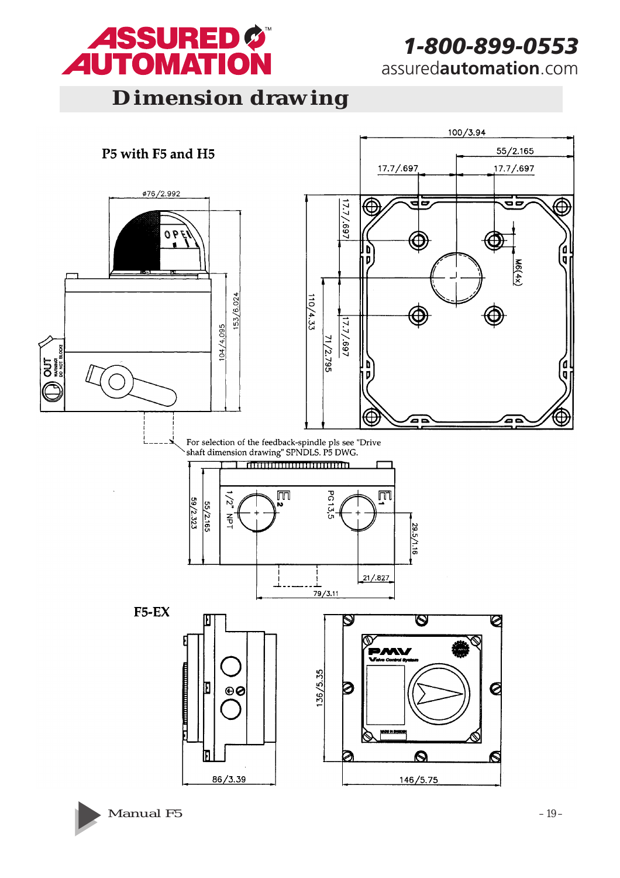# Dimension drawing

P5 with F5 and H5

100/3.94

55/2.165

17.7/.697

17.7/.697

ø76/2.992

17.7/.697

M6(4x)

153/6.024

104/4.095

110/4.33

71/2.795

17.7/.697

For selection of the feedback-spindle pls see "Drive shaft dimension drawing" SPNDLS. P5 DWG.

59/2.323

55/2.165

1/2" NPT

PG13,5

29.5/1.16

21/.827

79/3.11

F5-EX

136/5.35

86/3.39

146/5.75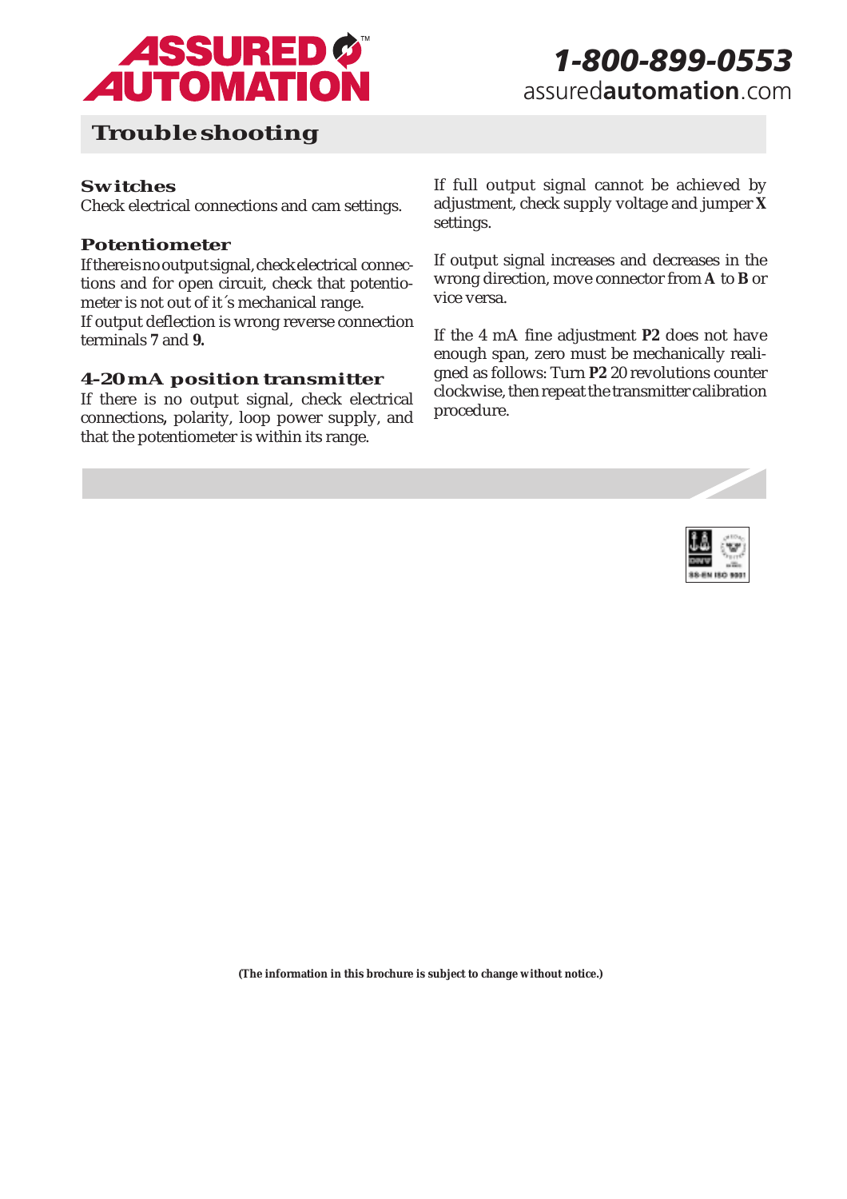## Trouble shooting

### Switches

Check electrical connections and cam settings.

### Potentiometer

If there is no output signal, check electrical connections and for open circuit, check that potentiometer is not out of it´s mechanical range.
If output deflection is wrong reverse connection terminals **7** and **9.**

### 4-20 mA position transmitter

If there is no output signal, check electrical connections, polarity, loop power supply, and that the potentiometer is within its range.

If full output signal cannot be achieved by adjustment, check supply voltage and jumper **X** settings.

If output signal increases and decreases in the wrong direction, move connector from **A** to **B** or vice versa.

If the 4 mA fine adjustment **P2** does not have enough span, zero must be mechanically realigned as follows: Turn **P2** 20 revolutions counter clockwise, then repeat the transmitter calibration procedure.

**(The information in this brochure is subject to change without notice.)**